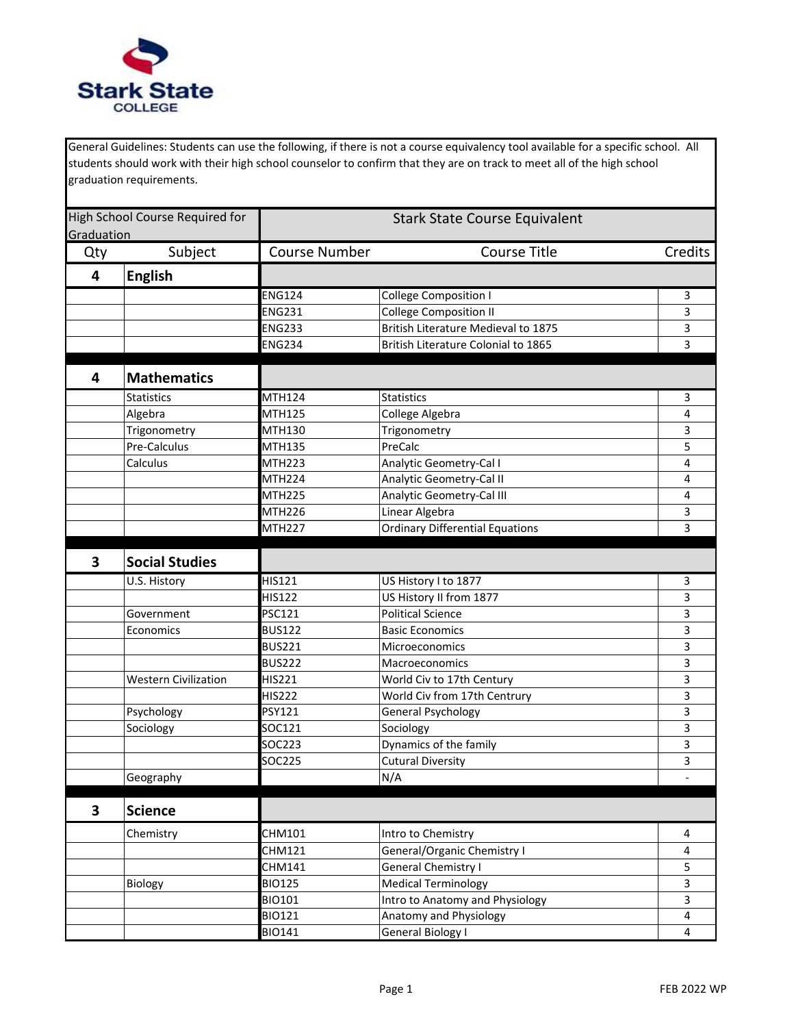Stark State College

General Guidelines: Students can use the following, if there is not a course equivalency tool available for a specific school. All students should work with their high school counselor to confirm that they are on track to meet all of the high school graduation requirements.

| High School Course Required for Graduation | | Stark State Course Equivalent | | |
|---|---|---|---|---|
| Qty | Subject | Course Number | Course Title | Credits |
| **4** | **English** | | | |
| | | ENG124 | College Composition I | 3 |
| | | ENG231 | College Composition II | 3 |
| | | ENG233 | British Literature Medieval to 1875 | 3 |
| | | ENG234 | British Literature Colonial to 1865 | 3 |
| **4** | **Mathematics** | | | |
| | Statistics | MTH124 | Statistics | 3 |
| | Algebra | MTH125 | College Algebra | 4 |
| | Trigonometry | MTH130 | Trigonometry | 3 |
| | Pre-Calculus | MTH135 | PreCalc | 5 |
| | Calculus | MTH223 | Analytic Geometry-Cal I | 4 |
| | | MTH224 | Analytic Geometry-Cal II | 4 |
| | | MTH225 | Analytic Geometry-Cal III | 4 |
| | | MTH226 | Linear Algebra | 3 |
| | | MTH227 | Ordinary Differential Equations | 3 |
| **3** | **Social Studies** | | | |
| | U.S. History | HIS121 | US History I to 1877 | 3 |
| | | HIS122 | US History II from 1877 | 3 |
| | Government | PSC121 | Political Science | 3 |
| | Economics | BUS122 | Basic Economics | 3 |
| | | BUS221 | Microeconomics | 3 |
| | | BUS222 | Macroeconomics | 3 |
| | Western Civilization | HIS221 | World Civ to 17th Century | 3 |
| | | HIS222 | World Civ from 17th Centrury | 3 |
| | Psychology | PSY121 | General Psychology | 3 |
| | Sociology | SOC121 | Sociology | 3 |
| | | SOC223 | Dynamics of the family | 3 |
| | | SOC225 | Cutural Diversity | 3 |
| | Geography | | N/A | - |
| **3** | **Science** | | | |
| | Chemistry | CHM101 | Intro to Chemistry | 4 |
| | | CHM121 | General/Organic Chemistry I | 4 |
| | | CHM141 | General Chemistry I | 5 |
| | Biology | BIO125 | Medical Terminology | 3 |
| | | BIO101 | Intro to Anatomy and Physiology | 3 |
| | | BIO121 | Anatomy and Physiology | 4 |
| | | BIO141 | General Biology I | 4 |

FEB 2022 WP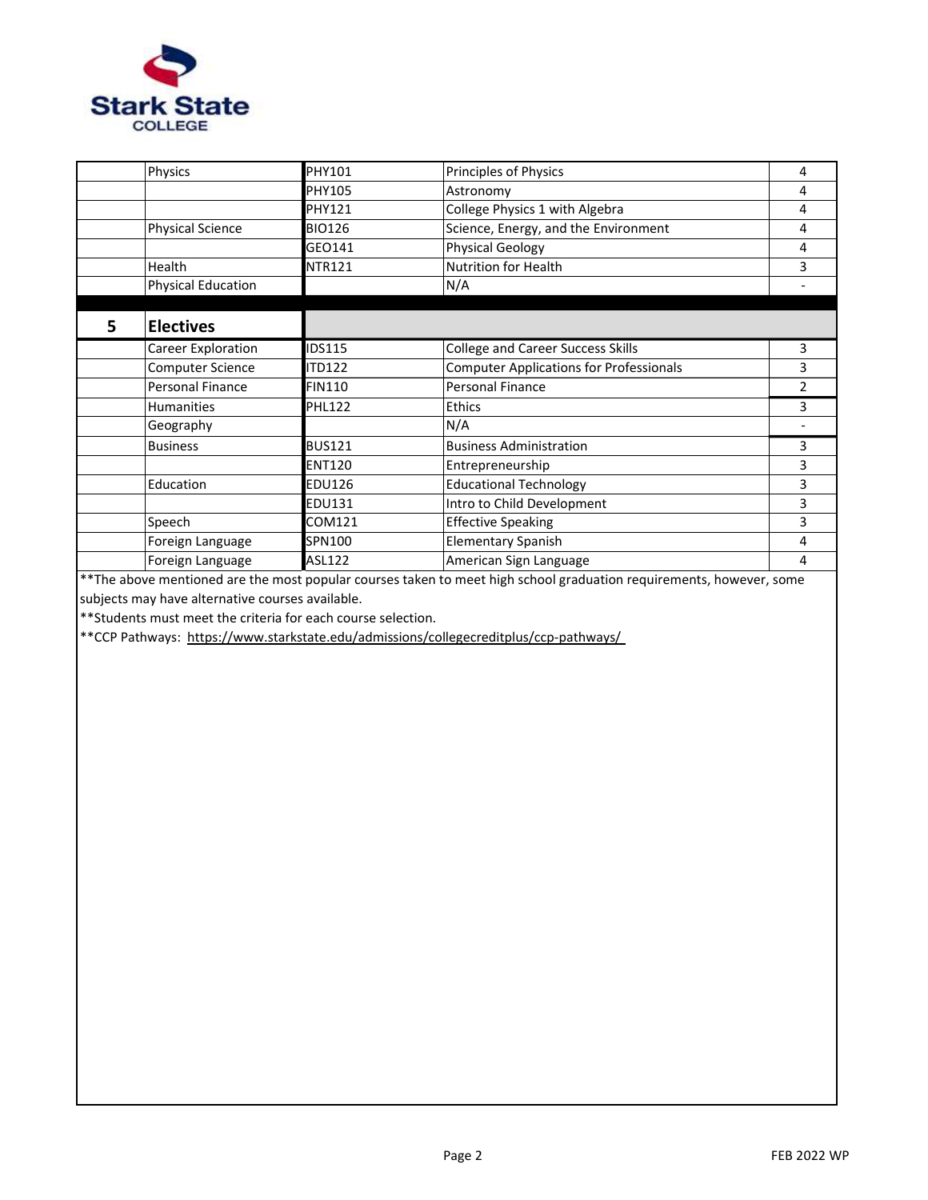| | | | | |
|---|---|---|---|---|
| | Physics | PHY101 | Principles of Physics | 4 |
| | | PHY105 | Astronomy | 4 |
| | | PHY121 | College Physics 1 with Algebra | 4 |
| | Physical Science | BIO126 | Science, Energy, and the Environment | 4 |
| | | GEO141 | Physical Geology | 4 |
| | Health | NTR121 | Nutrition for Health | 3 |
| | Physical Education | | N/A | - |
| **5** | **Electives** | | | |
| | Career Exploration | IDS115 | College and Career Success Skills | 3 |
| | Computer Science | ITD122 | Computer Applications for Professionals | 3 |
| | Personal Finance | FIN110 | Personal Finance | 2 |
| | Humanities | PHL122 | Ethics | 3 |
| | Geography | | N/A | - |
| | Business | BUS121 | Business Administration | 3 |
| | | ENT120 | Entrepreneurship | 3 |
| | Education | EDU126 | Educational Technology | 3 |
| | | EDU131 | Intro to Child Development | 3 |
| | Speech | COM121 | Effective Speaking | 3 |
| | Foreign Language | SPN100 | Elementary Spanish | 4 |
| | Foreign Language | ASL122 | American Sign Language | 4 |

**The above mentioned are the most popular courses taken to meet high school graduation requirements, however, some subjects may have alternative courses available.

**Students must meet the criteria for each course selection.

**CCP Pathways: https://www.starkstate.edu/admissions/collegecreditplus/ccp-pathways/

FEB 2022 WP